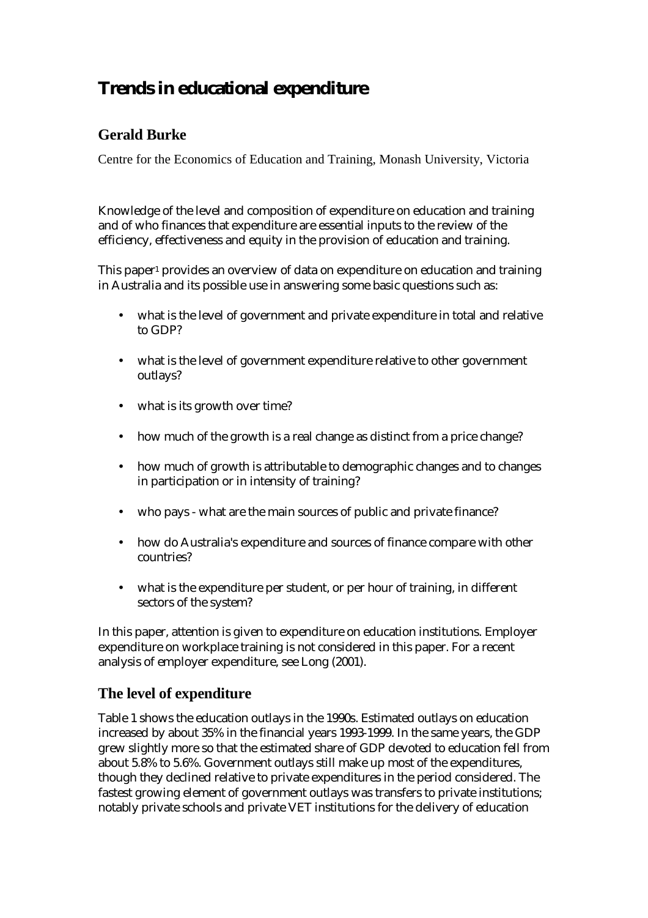# Trends in educational expenditure

## Gerald Burke

Centre for the Economics of Education and Training, Monash University, Victoria

Knowledge of the level and composition of expenditure on education and training and of who finances that expenditure are essential inputs to the review of the efficiency, effectiveness and equity in the provision of education and training.

This paper[1] provides an overview of data on expenditure on education and training in Australia and its possible use in answering some basic questions such as:

- what is the level of government and private expenditure in total and relative to GDP?
- what is the level of government expenditure relative to other government outlays?
- what is its growth over time?
- how much of the growth is a real change as distinct from a price change?
- how much of growth is attributable to demographic changes and to changes in participation or in intensity of training?
- who pays - what are the main sources of public and private finance?
- how do Australia's expenditure and sources of finance compare with other countries?
- what is the expenditure per student, or per hour of training, in different sectors of the system?

In this paper, attention is given to expenditure on education institutions. Employer expenditure on workplace training is not considered in this paper. For a recent analysis of employer expenditure, see Long (2001).

## The level of expenditure

Table 1 shows the education outlays in the 1990s. Estimated outlays on education increased by about 35% in the financial years 1993-1999. In the same years, the GDP grew slightly more so that the estimated share of GDP devoted to education fell from about 5.8% to 5.6%. Government outlays still make up most of the expenditures, though they declined relative to private expenditures in the period considered. The fastest growing element of government outlays was transfers to private institutions; notably private schools and private VET institutions for the delivery of education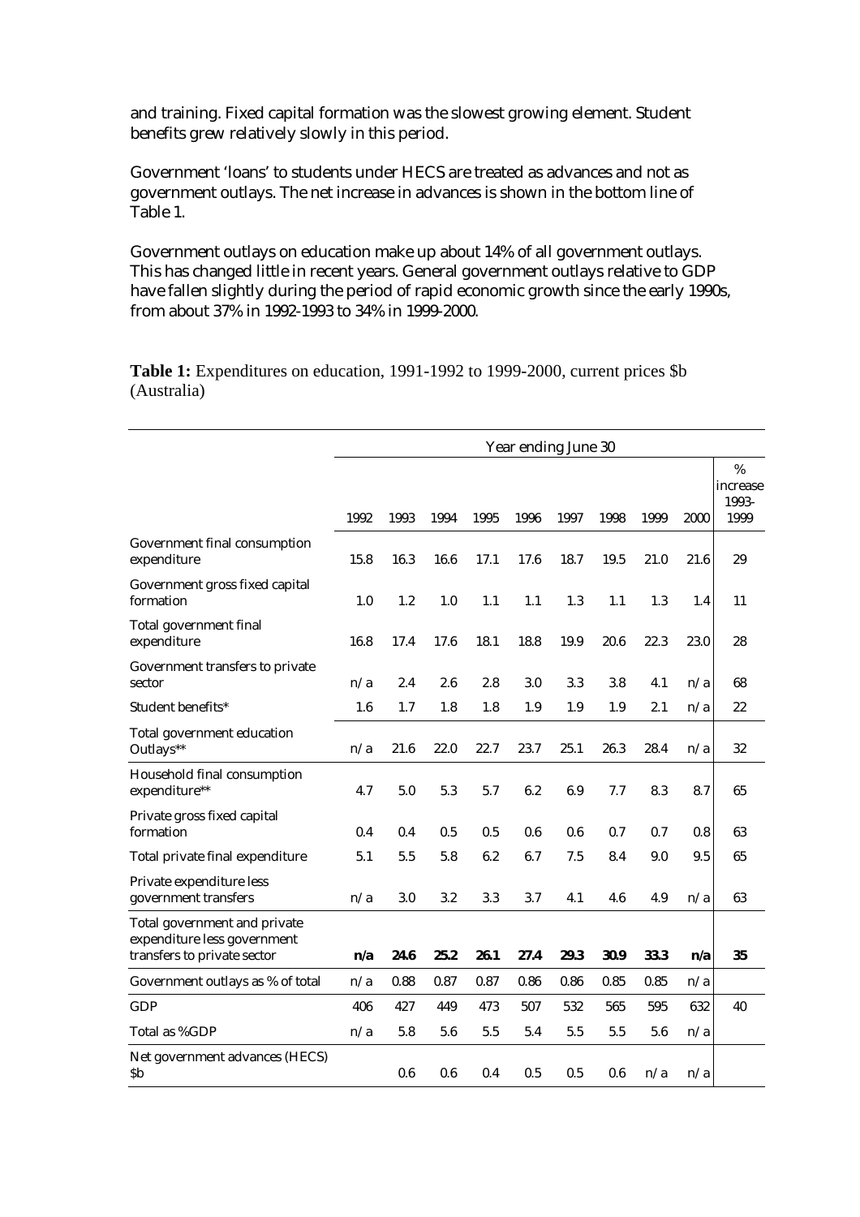and training. Fixed capital formation was the slowest growing element. Student benefits grew relatively slowly in this period.

Government 'loans' to students under HECS are treated as advances and not as government outlays. The net increase in advances is shown in the bottom line of Table 1.

Government outlays on education make up about 14% of all government outlays. This has changed little in recent years. General government outlays relative to GDP have fallen slightly during the period of rapid economic growth since the early 1990s, from about 37% in 1992-1993 to 34% in 1999-2000.

**Table 1:** Expenditures on education, 1991-1992 to 1999-2000, current prices $b (Australia)

| | Year ending June 30 | | | | | | | | | |
|---|---|---|---|---|---|---|---|---|---|---|
| | 1992 | 1993 | 1994 | 1995 | 1996 | 1997 | 1998 | 1999 | 2000 | % increase 1993-1999 |
| Government final consumption expenditure | 15.8 | 16.3 | 16.6 | 17.1 | 17.6 | 18.7 | 19.5 | 21.0 | 21.6 | 29 |
| Government gross fixed capital formation | 1.0 | 1.2 | 1.0 | 1.1 | 1.1 | 1.3 | 1.1 | 1.3 | 1.4 | 11 |
| Total government final expenditure | 16.8 | 17.4 | 17.6 | 18.1 | 18.8 | 19.9 | 20.6 | 22.3 | 23.0 | 28 |
| Government transfers to private sector | n/a | 2.4 | 2.6 | 2.8 | 3.0 | 3.3 | 3.8 | 4.1 | n/a | 68 |
| Student benefits* | 1.6 | 1.7 | 1.8 | 1.8 | 1.9 | 1.9 | 1.9 | 2.1 | n/a | 22 |
| Total government education Outlays** | n/a | 21.6 | 22.0 | 22.7 | 23.7 | 25.1 | 26.3 | 28.4 | n/a | 32 |
| Household final consumption expenditure** | 4.7 | 5.0 | 5.3 | 5.7 | 6.2 | 6.9 | 7.7 | 8.3 | 8.7 | 65 |
| Private gross fixed capital formation | 0.4 | 0.4 | 0.5 | 0.5 | 0.6 | 0.6 | 0.7 | 0.7 | 0.8 | 63 |
| Total private final expenditure | 5.1 | 5.5 | 5.8 | 6.2 | 6.7 | 7.5 | 8.4 | 9.0 | 9.5 | 65 |
| Private expenditure less government transfers | n/a | 3.0 | 3.2 | 3.3 | 3.7 | 4.1 | 4.6 | 4.9 | n/a | 63 |
| **Total government and private expenditure less government transfers to private sector** | **n/a** | **24.6** | **25.2** | **26.1** | **27.4** | **29.3** | **30.9** | **33.3** | **n/a** | **35** |
| Government outlays as % of total | n/a | 0.88 | 0.87 | 0.87 | 0.86 | 0.86 | 0.85 | 0.85 | n/a | |
| GDP | 406 | 427 | 449 | 473 | 507 | 532 | 565 | 595 | 632 | 40 |
| Total as %GDP | n/a | 5.8 | 5.6 | 5.5 | 5.4 | 5.5 | 5.5 | 5.6 | n/a | |
| Net government advances (HECS) $b | | 0.6 | 0.6 | 0.4 | 0.5 | 0.5 | 0.6 | n/a | n/a | |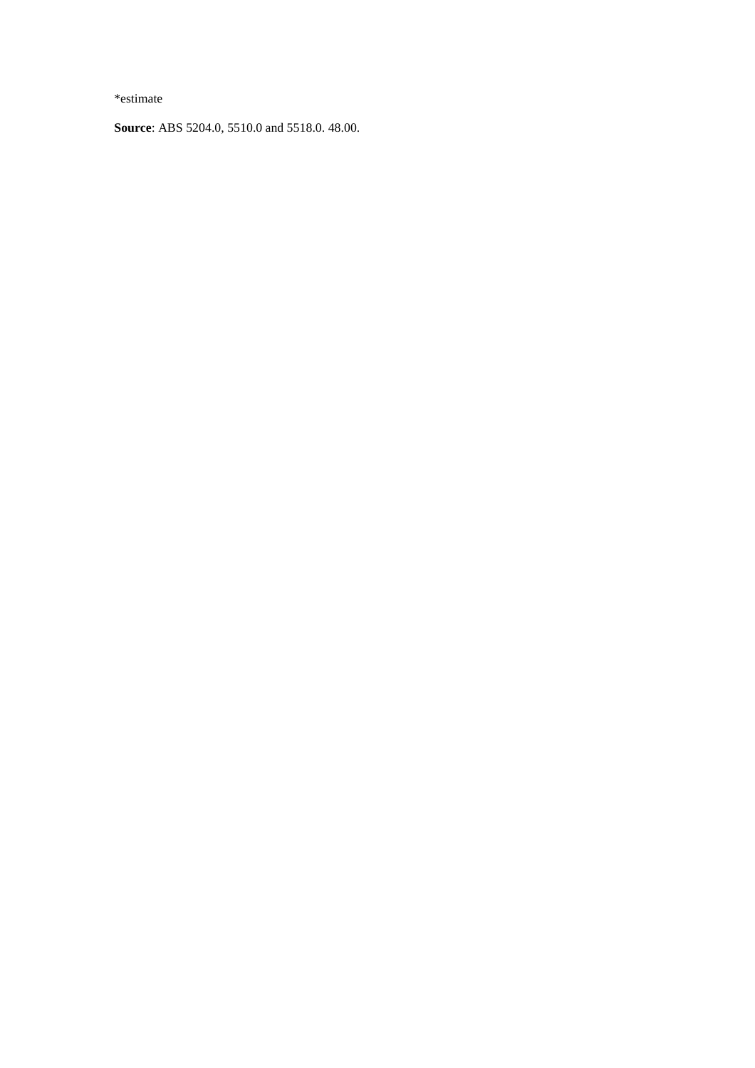*estimate

**Source**: ABS 5204.0, 5510.0 and 5518.0. 48.00.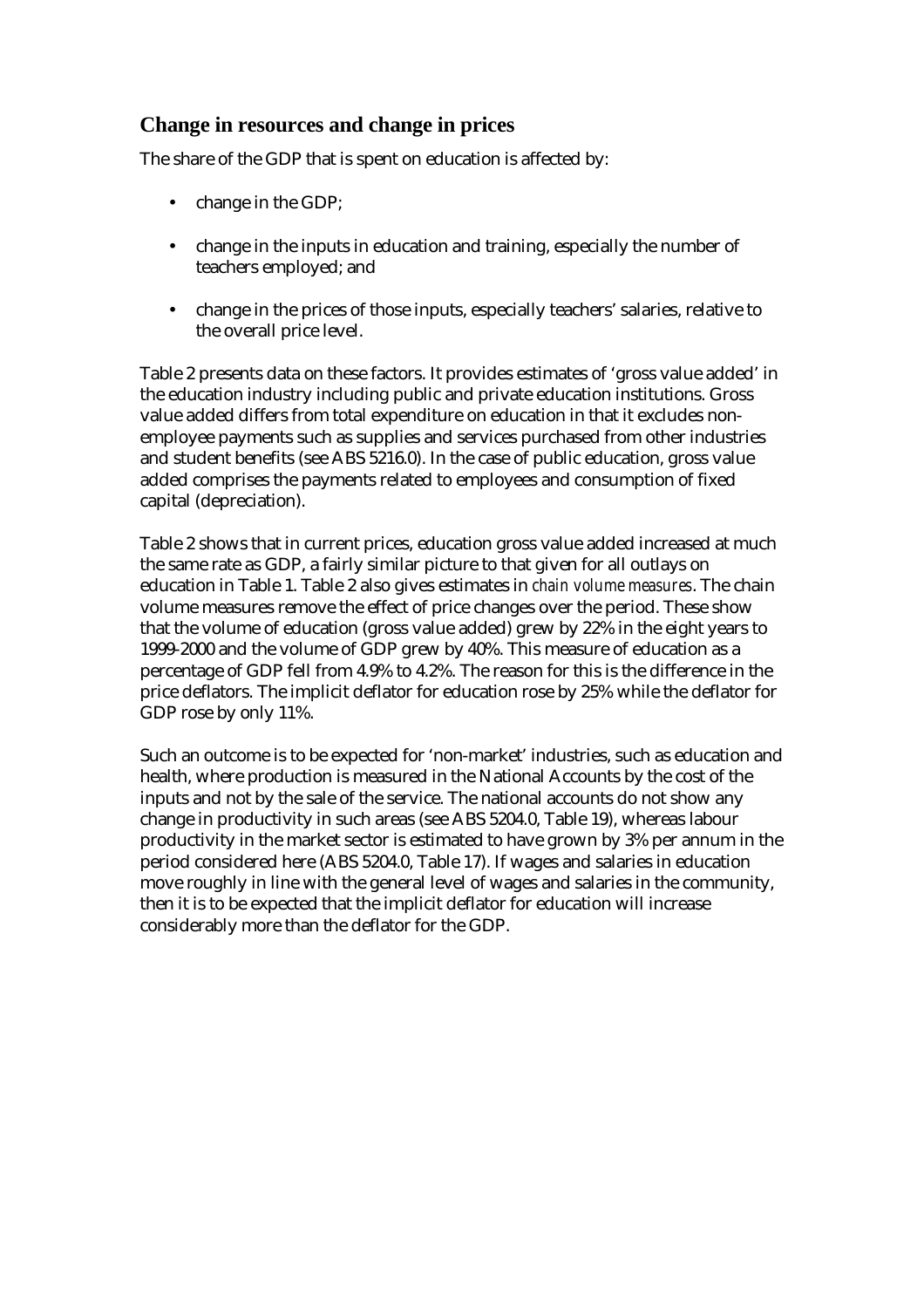## Change in resources and change in prices

The share of the GDP that is spent on education is affected by:

- change in the GDP;
- change in the inputs in education and training, especially the number of teachers employed; and
- change in the prices of those inputs, especially teachers' salaries, relative to the overall price level.

Table 2 presents data on these factors. It provides estimates of 'gross value added' in the education industry including public and private education institutions. Gross value added differs from total expenditure on education in that it excludes non-employee payments such as supplies and services purchased from other industries and student benefits (see ABS 5216.0). In the case of public education, gross value added comprises the payments related to employees and consumption of fixed capital (depreciation).

Table 2 shows that in current prices, education gross value added increased at much the same rate as GDP, a fairly similar picture to that given for all outlays on education in Table 1. Table 2 also gives estimates in *chain volume measures*. The chain volume measures remove the effect of price changes over the period. These show that the volume of education (gross value added) grew by 22% in the eight years to 1999-2000 and the volume of GDP grew by 40%. This measure of education as a percentage of GDP fell from 4.9% to 4.2%. The reason for this is the difference in the price deflators. The implicit deflator for education rose by 25% while the deflator for GDP rose by only 11%.

Such an outcome is to be expected for 'non-market' industries, such as education and health, where production is measured in the National Accounts by the cost of the inputs and not by the sale of the service. The national accounts do not show any change in productivity in such areas (see ABS 5204.0, Table 19), whereas labour productivity in the market sector is estimated to have grown by 3% per annum in the period considered here (ABS 5204.0, Table 17). If wages and salaries in education move roughly in line with the general level of wages and salaries in the community, then it is to be expected that the implicit deflator for education will increase considerably more than the deflator for the GDP.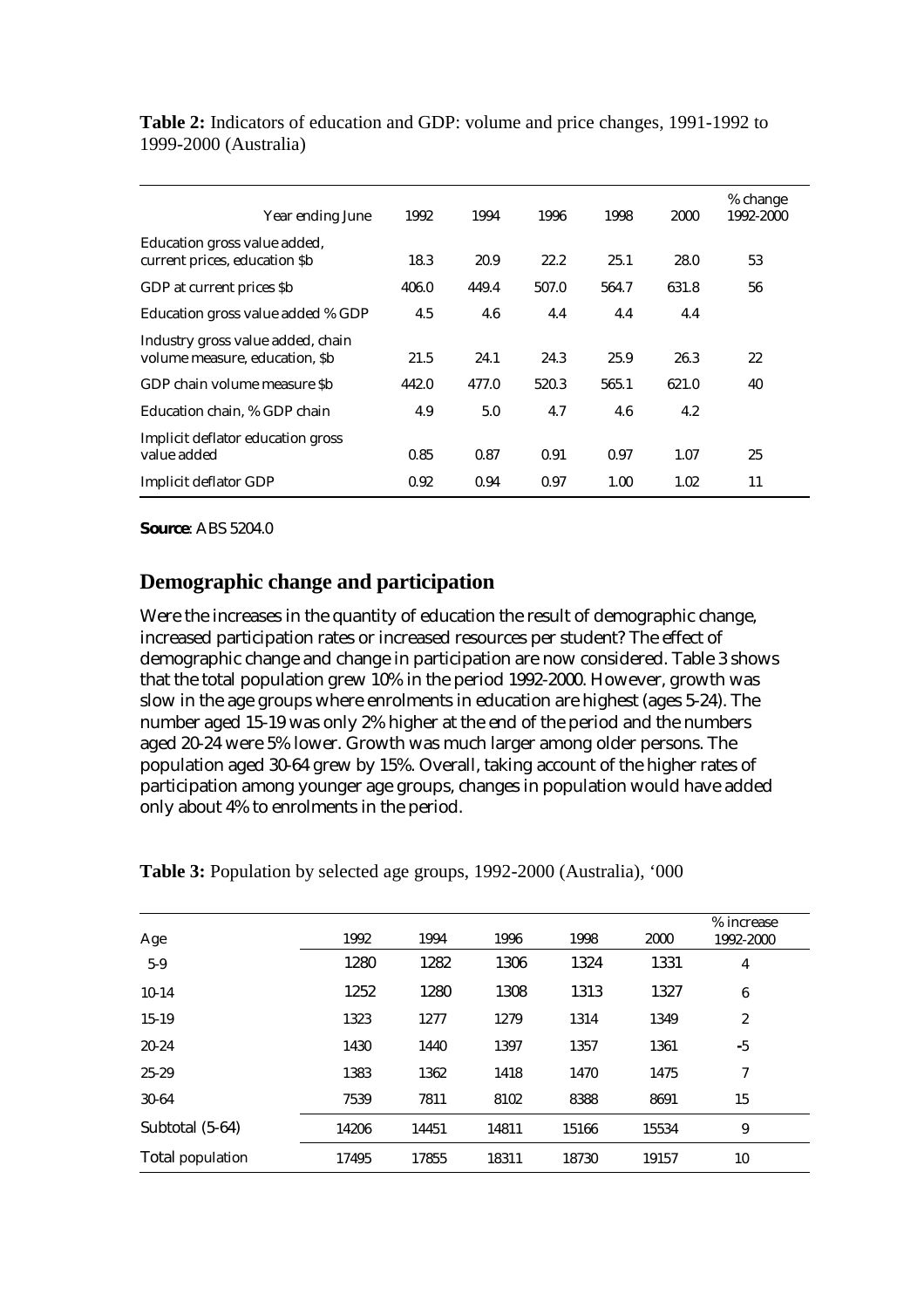**Table 2:** Indicators of education and GDP: volume and price changes, 1991-1992 to 1999-2000 (Australia)

| Year ending June | 1992 | 1994 | 1996 | 1998 | 2000 | % change 1992-2000 |
|---|---|---|---|---|---|---|
| Education gross value added, current prices, education $b | 18.3 | 20.9 | 22.2 | 25.1 | 28.0 | 53 |
| GDP at current prices $b | 406.0 | 449.4 | 507.0 | 564.7 | 631.8 | 56 |
| Education gross value added % GDP | 4.5 | 4.6 | 4.4 | 4.4 | 4.4 | |
| Industry gross value added, chain volume measure, education, $b | 21.5 | 24.1 | 24.3 | 25.9 | 26.3 | 22 |
| GDP chain volume measure $b | 442.0 | 477.0 | 520.3 | 565.1 | 621.0 | 40 |
| Education chain, % GDP chain | 4.9 | 5.0 | 4.7 | 4.6 | 4.2 | |
| Implicit deflator education gross value added | 0.85 | 0.87 | 0.91 | 0.97 | 1.07 | 25 |
| Implicit deflator GDP | 0.92 | 0.94 | 0.97 | 1.00 | 1.02 | 11 |

**Source**: ABS 5204.0

## Demographic change and participation

Were the increases in the quantity of education the result of demographic change, increased participation rates or increased resources per student? The effect of demographic change and change in participation are now considered. Table 3 shows that the total population grew 10% in the period 1992-2000. However, growth was slow in the age groups where enrolments in education are highest (ages 5-24). The number aged 15-19 was only 2% higher at the end of the period and the numbers aged 20-24 were 5% lower. Growth was much larger among older persons. The population aged 30-64 grew by 15%. Overall, taking account of the higher rates of participation among younger age groups, changes in population would have added only about 4% to enrolments in the period.

**Table 3:** Population by selected age groups, 1992-2000 (Australia), '000

| Age | 1992 | 1994 | 1996 | 1998 | 2000 | % increase 1992-2000 |
|---|---|---|---|---|---|---|
| 5-9 | 1280 | 1282 | 1306 | 1324 | 1331 | 4 |
| 10-14 | 1252 | 1280 | 1308 | 1313 | 1327 | 6 |
| 15-19 | 1323 | 1277 | 1279 | 1314 | 1349 | 2 |
| 20-24 | 1430 | 1440 | 1397 | 1357 | 1361 | -5 |
| 25-29 | 1383 | 1362 | 1418 | 1470 | 1475 | 7 |
| 30-64 | 7539 | 7811 | 8102 | 8388 | 8691 | 15 |
| Subtotal (5-64) | 14206 | 14451 | 14811 | 15166 | 15534 | 9 |
| Total population | 17495 | 17855 | 18311 | 18730 | 19157 | 10 |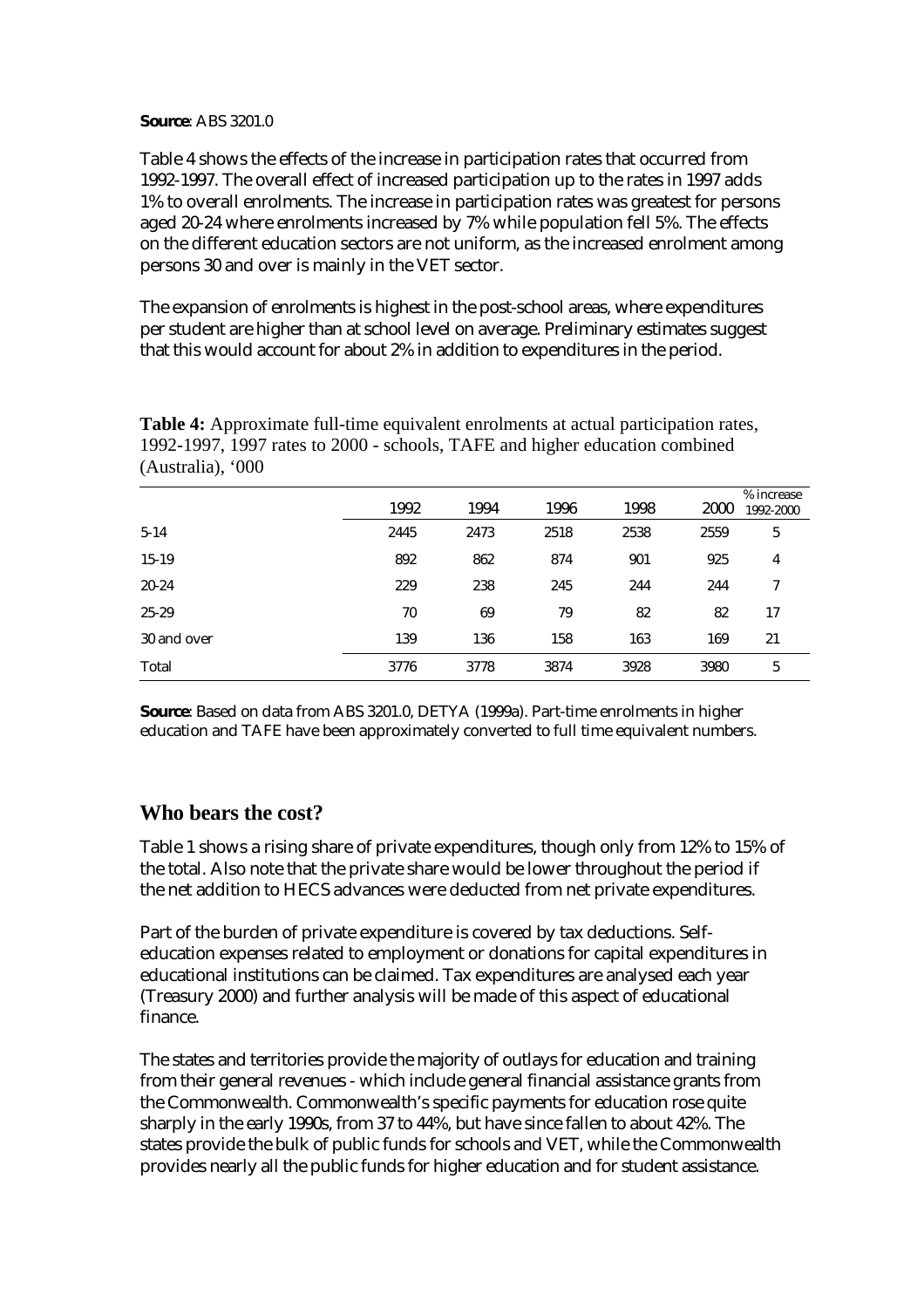**Source**: ABS 3201.0

Table 4 shows the effects of the increase in participation rates that occurred from 1992-1997. The overall effect of increased participation up to the rates in 1997 adds 1% to overall enrolments. The increase in participation rates was greatest for persons aged 20-24 where enrolments increased by 7% while population fell 5%. The effects on the different education sectors are not uniform, as the increased enrolment among persons 30 and over is mainly in the VET sector.

The expansion of enrolments is highest in the post-school areas, where expenditures per student are higher than at school level on average. Preliminary estimates suggest that this would account for about 2% in addition to expenditures in the period.

**Table 4:** Approximate full-time equivalent enrolments at actual participation rates, 1992-1997, 1997 rates to 2000 - schools, TAFE and higher education combined (Australia), '000

| | 1992 | 1994 | 1996 | 1998 | 2000 | % increase 1992-2000 |
|---|---|---|---|---|---|---|
| 5-14 | 2445 | 2473 | 2518 | 2538 | 2559 | 5 |
| 15-19 | 892 | 862 | 874 | 901 | 925 | 4 |
| 20-24 | 229 | 238 | 245 | 244 | 244 | 7 |
| 25-29 | 70 | 69 | 79 | 82 | 82 | 17 |
| 30 and over | 139 | 136 | 158 | 163 | 169 | 21 |
| Total | 3776 | 3778 | 3874 | 3928 | 3980 | 5 |

**Source**: Based on data from ABS 3201.0, DETYA (1999a). Part-time enrolments in higher education and TAFE have been approximately converted to full time equivalent numbers.

## Who bears the cost?

Table 1 shows a rising share of private expenditures, though only from 12% to 15% of the total. Also note that the private share would be lower throughout the period if the net addition to HECS advances were deducted from net private expenditures.

Part of the burden of private expenditure is covered by tax deductions. Self-education expenses related to employment or donations for capital expenditures in educational institutions can be claimed. Tax expenditures are analysed each year (Treasury 2000) and further analysis will be made of this aspect of educational finance.

The states and territories provide the majority of outlays for education and training from their general revenues - which include general financial assistance grants from the Commonwealth. Commonwealth's specific payments for education rose quite sharply in the early 1990s, from 37 to 44%, but have since fallen to about 42%. The states provide the bulk of public funds for schools and VET, while the Commonwealth provides nearly all the public funds for higher education and for student assistance.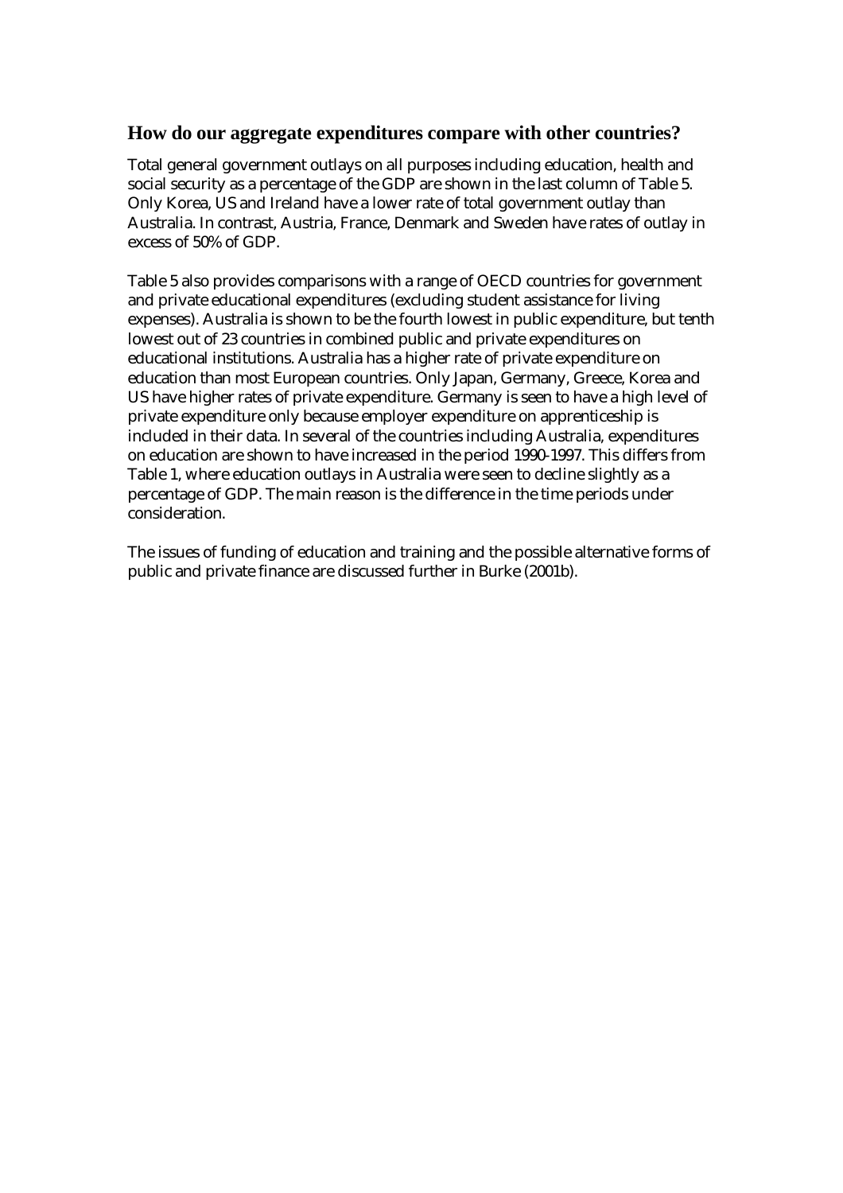## How do our aggregate expenditures compare with other countries?

Total general government outlays on all purposes including education, health and social security as a percentage of the GDP are shown in the last column of Table 5. Only Korea, US and Ireland have a lower rate of total government outlay than Australia. In contrast, Austria, France, Denmark and Sweden have rates of outlay in excess of 50% of GDP.

Table 5 also provides comparisons with a range of OECD countries for government and private educational expenditures (excluding student assistance for living expenses). Australia is shown to be the fourth lowest in public expenditure, but tenth lowest out of 23 countries in combined public and private expenditures on educational institutions. Australia has a higher rate of private expenditure on education than most European countries. Only Japan, Germany, Greece, Korea and US have higher rates of private expenditure. Germany is seen to have a high level of private expenditure only because employer expenditure on apprenticeship is included in their data. In several of the countries including Australia, expenditures on education are shown to have increased in the period 1990-1997. This differs from Table 1, where education outlays in Australia were seen to decline slightly as a percentage of GDP. The main reason is the difference in the time periods under consideration.

The issues of funding of education and training and the possible alternative forms of public and private finance are discussed further in Burke (2001b).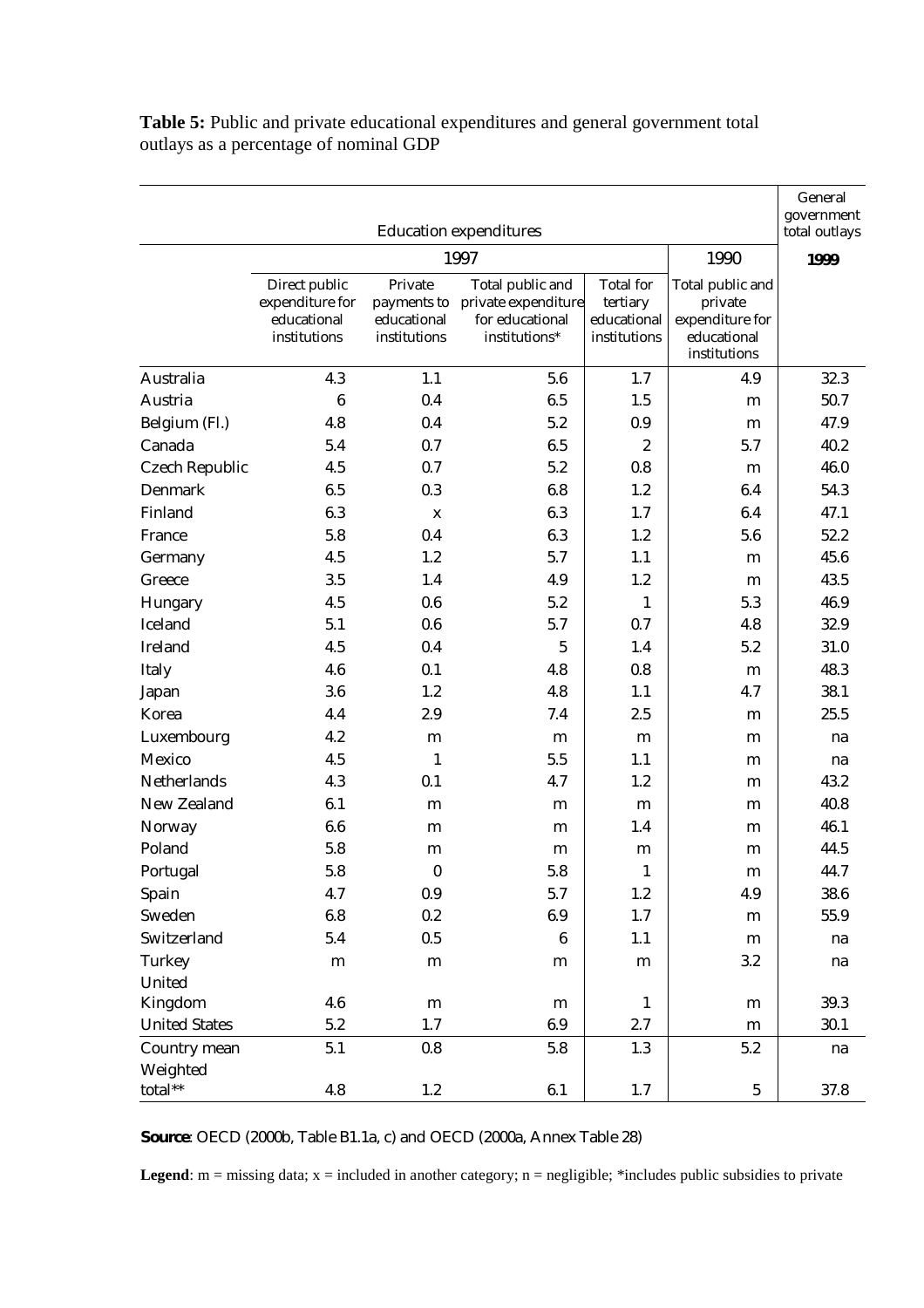**Table 5:** Public and private educational expenditures and general government total outlays as a percentage of nominal GDP

| | Education expenditures | | | | | General government total outlays |
|---|---|---|---|---|---|---|
| | 1997 | | | | 1990 | **1999** |
| | Direct public expenditure for educational institutions | Private payments to educational institutions | Total public and private expenditure for educational institutions* | Total for tertiary educational institutions | Total public and private expenditure for educational institutions | |
| Australia | 4.3 | 1.1 | 5.6 | 1.7 | 4.9 | 32.3 |
| Austria | 6 | 0.4 | 6.5 | 1.5 | m | 50.7 |
| Belgium (Fl.) | 4.8 | 0.4 | 5.2 | 0.9 | m | 47.9 |
| Canada | 5.4 | 0.7 | 6.5 | 2 | 5.7 | 40.2 |
| Czech Republic | 4.5 | 0.7 | 5.2 | 0.8 | m | 46.0 |
| Denmark | 6.5 | 0.3 | 6.8 | 1.2 | 6.4 | 54.3 |
| Finland | 6.3 | x | 6.3 | 1.7 | 6.4 | 47.1 |
| France | 5.8 | 0.4 | 6.3 | 1.2 | 5.6 | 52.2 |
| Germany | 4.5 | 1.2 | 5.7 | 1.1 | m | 45.6 |
| Greece | 3.5 | 1.4 | 4.9 | 1.2 | m | 43.5 |
| Hungary | 4.5 | 0.6 | 5.2 | 1 | 5.3 | 46.9 |
| Iceland | 5.1 | 0.6 | 5.7 | 0.7 | 4.8 | 32.9 |
| Ireland | 4.5 | 0.4 | 5 | 1.4 | 5.2 | 31.0 |
| Italy | 4.6 | 0.1 | 4.8 | 0.8 | m | 48.3 |
| Japan | 3.6 | 1.2 | 4.8 | 1.1 | 4.7 | 38.1 |
| Korea | 4.4 | 2.9 | 7.4 | 2.5 | m | 25.5 |
| Luxembourg | 4.2 | m | m | m | m | na |
| Mexico | 4.5 | 1 | 5.5 | 1.1 | m | na |
| Netherlands | 4.3 | 0.1 | 4.7 | 1.2 | m | 43.2 |
| New Zealand | 6.1 | m | m | m | m | 40.8 |
| Norway | 6.6 | m | m | 1.4 | m | 46.1 |
| Poland | 5.8 | m | m | m | m | 44.5 |
| Portugal | 5.8 | 0 | 5.8 | 1 | m | 44.7 |
| Spain | 4.7 | 0.9 | 5.7 | 1.2 | 4.9 | 38.6 |
| Sweden | 6.8 | 0.2 | 6.9 | 1.7 | m | 55.9 |
| Switzerland | 5.4 | 0.5 | 6 | 1.1 | m | na |
| Turkey | m | m | m | m | 3.2 | na |
| United Kingdom | 4.6 | m | m | 1 | m | 39.3 |
| United States | 5.2 | 1.7 | 6.9 | 2.7 | m | 30.1 |
| Country mean | 5.1 | 0.8 | 5.8 | 1.3 | 5.2 | na |
| Weighted total** | 4.8 | 1.2 | 6.1 | 1.7 | 5 | 37.8 |

**Source**: OECD (2000b, Table B1.1a, c) and OECD (2000a, Annex Table 28)

**Legend**: m = missing data; x = included in another category; n = negligible; *includes public subsidies to private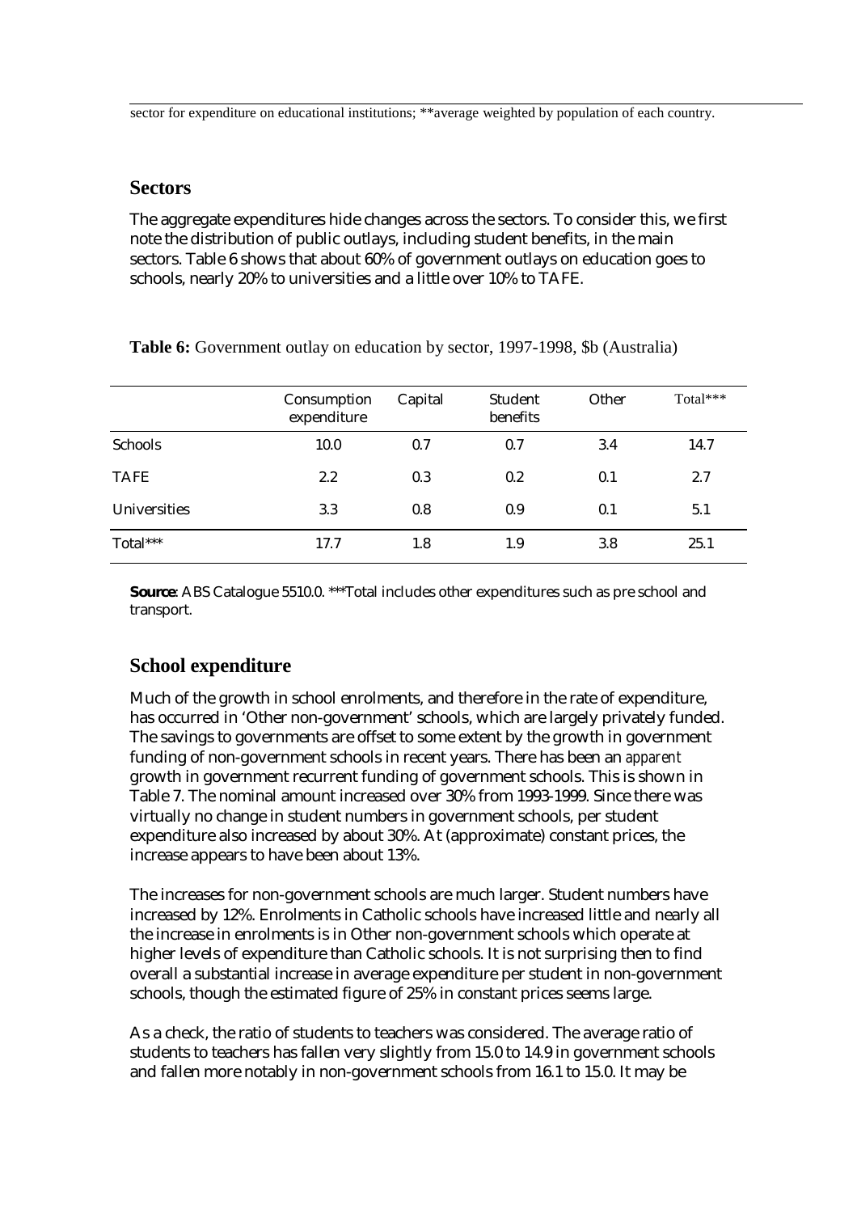sector for expenditure on educational institutions; **average weighted by population of each country.

## Sectors

The aggregate expenditures hide changes across the sectors. To consider this, we first note the distribution of public outlays, including student benefits, in the main sectors. Table 6 shows that about 60% of government outlays on education goes to schools, nearly 20% to universities and a little over 10% to TAFE.

**Table 6:** Government outlay on education by sector, 1997-1998, $b (Australia)

| | Consumption expenditure | Capital | Student benefits | Other | Total*** |
|---|---|---|---|---|---|
| Schools | 10.0 | 0.7 | 0.7 | 3.4 | 14.7 |
| TAFE | 2.2 | 0.3 | 0.2 | 0.1 | 2.7 |
| Universities | 3.3 | 0.8 | 0.9 | 0.1 | 5.1 |
| Total*** | 17.7 | 1.8 | 1.9 | 3.8 | 25.1 |

**Source**: ABS Catalogue 5510.0. ***Total includes other expenditures such as pre school and transport.

## School expenditure

Much of the growth in school enrolments, and therefore in the rate of expenditure, has occurred in 'Other non-government' schools, which are largely privately funded. The savings to governments are offset to some extent by the growth in government funding of non-government schools in recent years. There has been an *apparent* growth in government recurrent funding of government schools. This is shown in Table 7. The nominal amount increased over 30% from 1993-1999. Since there was virtually no change in student numbers in government schools, per student expenditure also increased by about 30%. At (approximate) constant prices, the increase appears to have been about 13%.

The increases for non-government schools are much larger. Student numbers have increased by 12%. Enrolments in Catholic schools have increased little and nearly all the increase in enrolments is in Other non-government schools which operate at higher levels of expenditure than Catholic schools. It is not surprising then to find overall a substantial increase in average expenditure per student in non-government schools, though the estimated figure of 25% in constant prices seems large.

As a check, the ratio of students to teachers was considered. The average ratio of students to teachers has fallen very slightly from 15.0 to 14.9 in government schools and fallen more notably in non-government schools from 16.1 to 15.0. It may be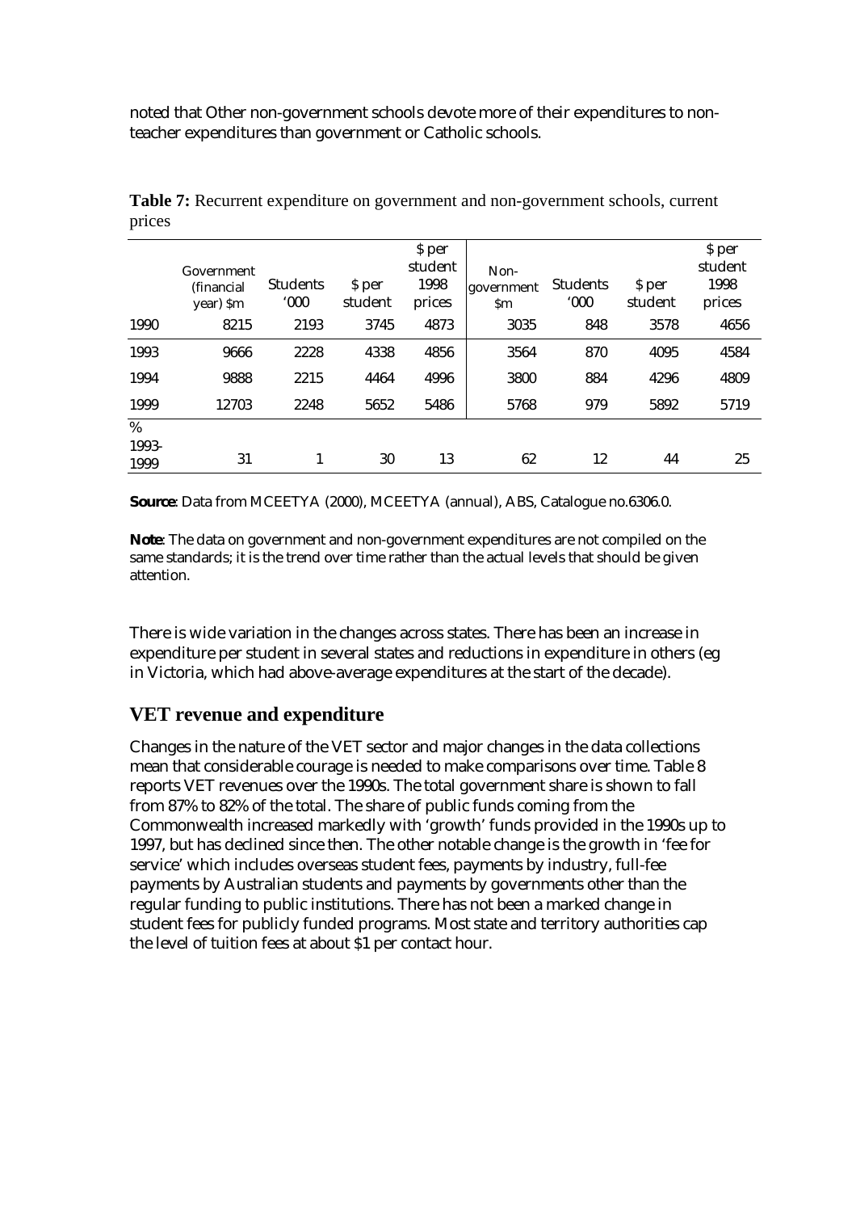noted that Other non-government schools devote more of their expenditures to non-teacher expenditures than government or Catholic schools.

**Table 7:** Recurrent expenditure on government and non-government schools, current prices

| | Government (financial year) $m | Students '000 | $ per student | $ per student 1998 prices | Non-government $m | Students '000 | $ per student | $ per student 1998 prices |
|---|---|---|---|---|---|---|---|---|
| 1990 | 8215 | 2193 | 3745 | 4873 | 3035 | 848 | 3578 | 4656 |
| 1993 | 9666 | 2228 | 4338 | 4856 | 3564 | 870 | 4095 | 4584 |
| 1994 | 9888 | 2215 | 4464 | 4996 | 3800 | 884 | 4296 | 4809 |
| 1999 | 12703 | 2248 | 5652 | 5486 | 5768 | 979 | 5892 | 5719 |
| % 1993-1999 | 31 | 1 | 30 | 13 | 62 | 12 | 44 | 25 |

**Source**: Data from MCEETYA (2000), MCEETYA (annual), ABS, Catalogue no.6306.0.

**Note**: The data on government and non-government expenditures are not compiled on the same standards; it is the trend over time rather than the actual levels that should be given attention.

There is wide variation in the changes across states. There has been an increase in expenditure per student in several states and reductions in expenditure in others (eg in Victoria, which had above-average expenditures at the start of the decade).

## VET revenue and expenditure

Changes in the nature of the VET sector and major changes in the data collections mean that considerable courage is needed to make comparisons over time. Table 8 reports VET revenues over the 1990s. The total government share is shown to fall from 87% to 82% of the total. The share of public funds coming from the Commonwealth increased markedly with 'growth' funds provided in the 1990s up to 1997, but has declined since then. The other notable change is the growth in 'fee for service' which includes overseas student fees, payments by industry, full-fee payments by Australian students and payments by governments other than the regular funding to public institutions. There has not been a marked change in student fees for publicly funded programs. Most state and territory authorities cap the level of tuition fees at about $1 per contact hour.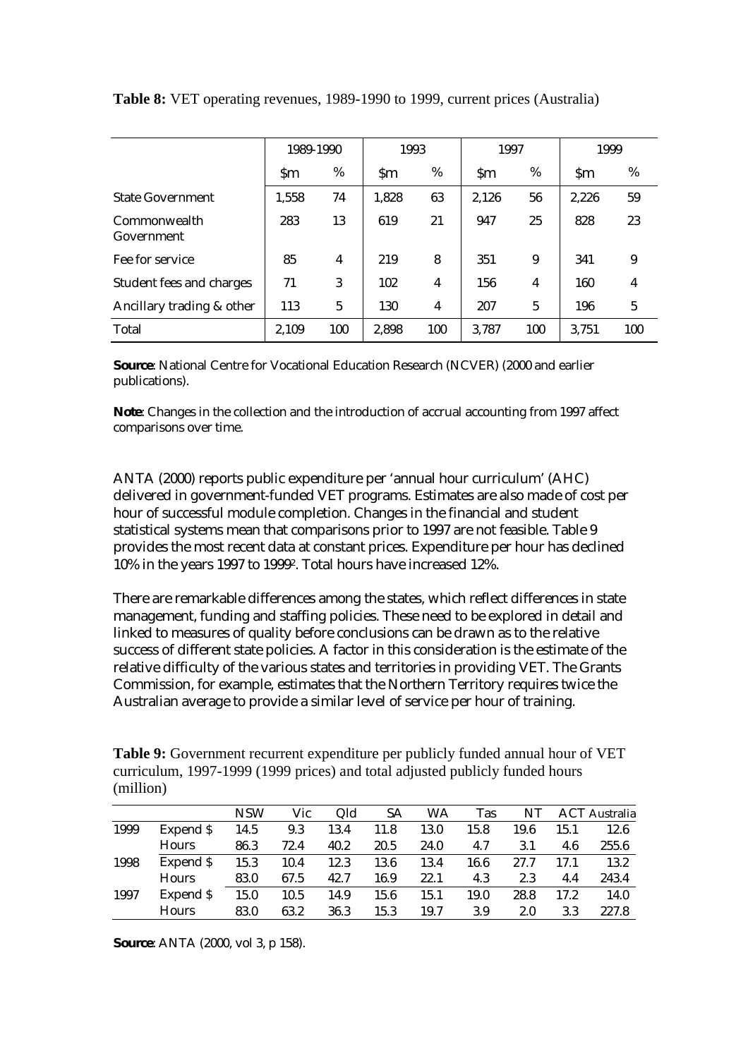**Table 8:** VET operating revenues, 1989-1990 to 1999, current prices (Australia)

| | 1989-1990 | | 1993 | | 1997 | | 1999 | |
|---|---|---|---|---|---|---|---|---|
| | $m | % | $m | % | $m | % | $m | % |
| State Government | 1,558 | 74 | 1,828 | 63 | 2,126 | 56 | 2,226 | 59 |
| Commonwealth Government | 283 | 13 | 619 | 21 | 947 | 25 | 828 | 23 |
| Fee for service | 85 | 4 | 219 | 8 | 351 | 9 | 341 | 9 |
| Student fees and charges | 71 | 3 | 102 | 4 | 156 | 4 | 160 | 4 |
| Ancillary trading & other | 113 | 5 | 130 | 4 | 207 | 5 | 196 | 5 |
| Total | 2,109 | 100 | 2,898 | 100 | 3,787 | 100 | 3,751 | 100 |

**Source**: National Centre for Vocational Education Research (NCVER) (2000 and earlier publications).

**Note**: Changes in the collection and the introduction of accrual accounting from 1997 affect comparisons over time.

ANTA (2000) reports public expenditure per 'annual hour curriculum' (AHC) delivered in government-funded VET programs. Estimates are also made of cost per hour of successful module completion. Changes in the financial and student statistical systems mean that comparisons prior to 1997 are not feasible. Table 9 provides the most recent data at constant prices. Expenditure per hour has declined 10% in the years 1997 to 1999[2]. Total hours have increased 12%.

There are remarkable differences among the states, which reflect differences in state management, funding and staffing policies. These need to be explored in detail and linked to measures of quality before conclusions can be drawn as to the relative success of different state policies. A factor in this consideration is the estimate of the relative difficulty of the various states and territories in providing VET. The Grants Commission, for example, estimates that the Northern Territory requires twice the Australian average to provide a similar level of service per hour of training.

**Table 9:** Government recurrent expenditure per publicly funded annual hour of VET curriculum, 1997-1999 (1999 prices) and total adjusted publicly funded hours (million)

| | | NSW | Vic | Qld | SA | WA | Tas | NT | ACT | Australia |
|---|---|---|---|---|---|---|---|---|---|---|
| 1999 | Expend $ | 14.5 | 9.3 | 13.4 | 11.8 | 13.0 | 15.8 | 19.6 | 15.1 | 12.6 |
| | Hours | 86.3 | 72.4 | 40.2 | 20.5 | 24.0 | 4.7 | 3.1 | 4.6 | 255.6 |
| 1998 | Expend $ | 15.3 | 10.4 | 12.3 | 13.6 | 13.4 | 16.6 | 27.7 | 17.1 | 13.2 |
| | Hours | 83.0 | 67.5 | 42.7 | 16.9 | 22.1 | 4.3 | 2.3 | 4.4 | 243.4 |
| 1997 | Expend $ | 15.0 | 10.5 | 14.9 | 15.6 | 15.1 | 19.0 | 28.8 | 17.2 | 14.0 |
| | Hours | 83.0 | 63.2 | 36.3 | 15.3 | 19.7 | 3.9 | 2.0 | 3.3 | 227.8 |

**Source**: ANTA (2000, vol 3, p 158).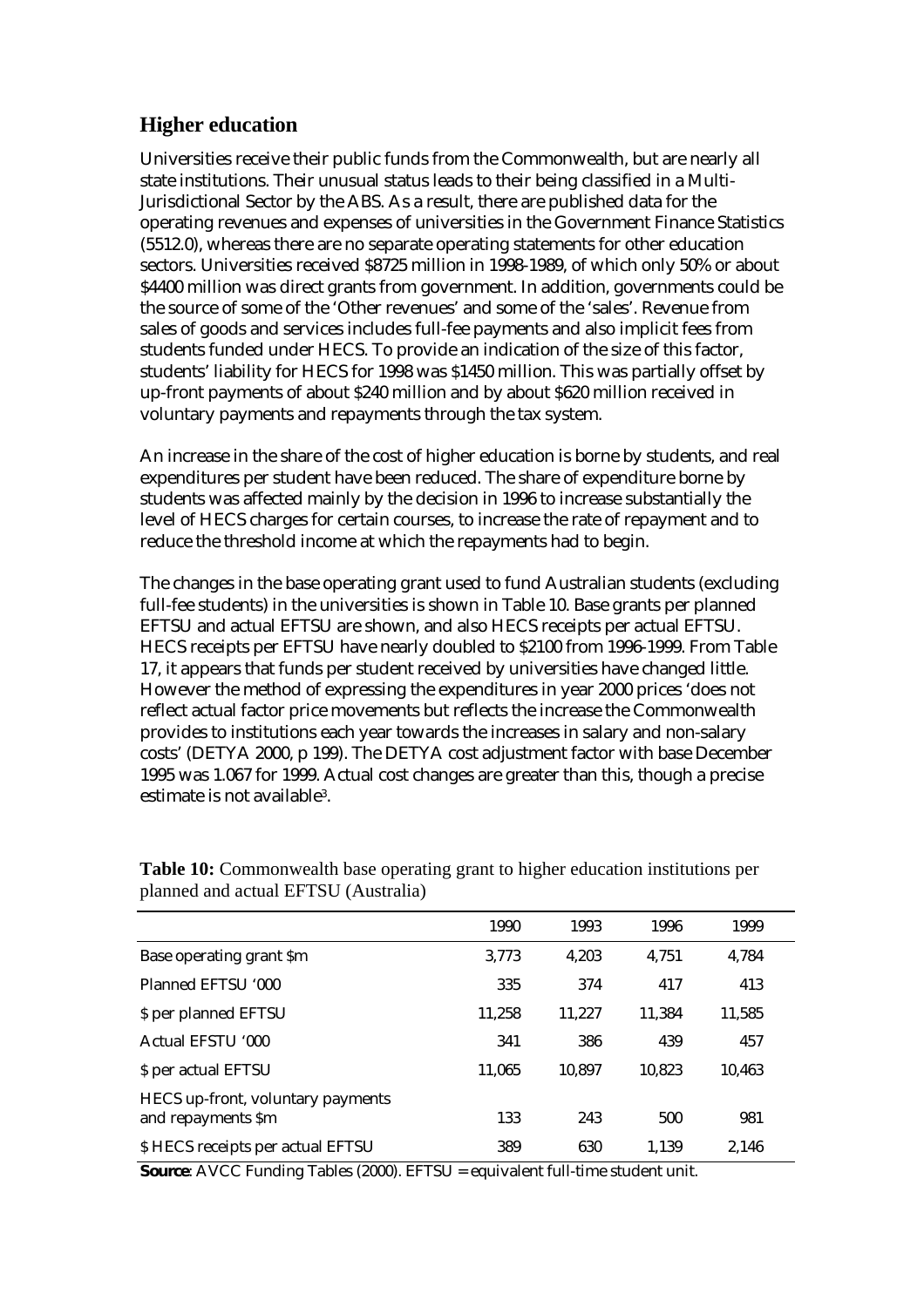## Higher education

Universities receive their public funds from the Commonwealth, but are nearly all state institutions. Their unusual status leads to their being classified in a Multi-Jurisdictional Sector by the ABS. As a result, there are published data for the operating revenues and expenses of universities in the Government Finance Statistics (5512.0), whereas there are no separate operating statements for other education sectors. Universities received $8725 million in 1998-1989, of which only 50% or about $4400 million was direct grants from government. In addition, governments could be the source of some of the 'Other revenues' and some of the 'sales'. Revenue from sales of goods and services includes full-fee payments and also implicit fees from students funded under HECS. To provide an indication of the size of this factor, students' liability for HECS for 1998 was $1450 million. This was partially offset by up-front payments of about $240 million and by about $620 million received in voluntary payments and repayments through the tax system.

An increase in the share of the cost of higher education is borne by students, and real expenditures per student have been reduced. The share of expenditure borne by students was affected mainly by the decision in 1996 to increase substantially the level of HECS charges for certain courses, to increase the rate of repayment and to reduce the threshold income at which the repayments had to begin.

The changes in the base operating grant used to fund Australian students (excluding full-fee students) in the universities is shown in Table 10. Base grants per planned EFTSU and actual EFTSU are shown, and also HECS receipts per actual EFTSU. HECS receipts per EFTSU have nearly doubled to $2100 from 1996-1999. From Table 17, it appears that funds per student received by universities have changed little. However the method of expressing the expenditures in year 2000 prices 'does not reflect actual factor price movements but reflects the increase the Commonwealth provides to institutions each year towards the increases in salary and non-salary costs' (DETYA 2000, p 199). The DETYA cost adjustment factor with base December 1995 was 1.067 for 1999. Actual cost changes are greater than this, though a precise estimate is not available[3].

**Table 10:** Commonwealth base operating grant to higher education institutions per planned and actual EFTSU (Australia)

| | 1990 | 1993 | 1996 | 1999 |
|---|---|---|---|---|
| Base operating grant $m | 3,773 | 4,203 | 4,751 | 4,784 |
| Planned EFTSU '000 | 335 | 374 | 417 | 413 |
| $ per planned EFTSU | 11,258 | 11,227 | 11,384 | 11,585 |
| Actual EFSTU '000 | 341 | 386 | 439 | 457 |
| $ per actual EFTSU | 11,065 | 10,897 | 10,823 | 10,463 |
| HECS up-front, voluntary payments and repayments $m | 133 | 243 | 500 | 981 |
| $ HECS receipts per actual EFTSU | 389 | 630 | 1,139 | 2,146 |

**Source**: AVCC Funding Tables (2000). EFTSU = equivalent full-time student unit.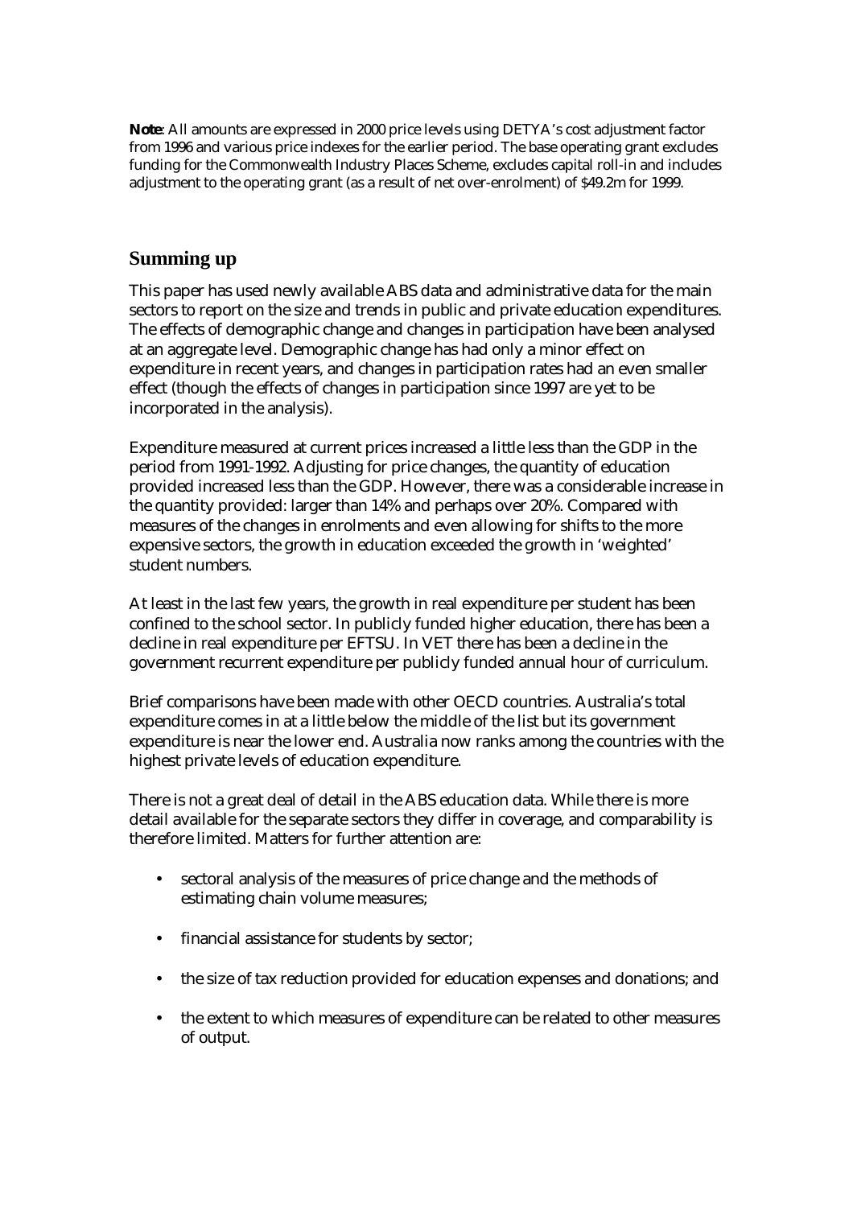**Note**: All amounts are expressed in 2000 price levels using DETYA's cost adjustment factor from 1996 and various price indexes for the earlier period. The base operating grant excludes funding for the Commonwealth Industry Places Scheme, excludes capital roll-in and includes adjustment to the operating grant (as a result of net over-enrolment) of $49.2m for 1999.

## Summing up

This paper has used newly available ABS data and administrative data for the main sectors to report on the size and trends in public and private education expenditures. The effects of demographic change and changes in participation have been analysed at an aggregate level. Demographic change has had only a minor effect on expenditure in recent years, and changes in participation rates had an even smaller effect (though the effects of changes in participation since 1997 are yet to be incorporated in the analysis).

Expenditure measured at current prices increased a little less than the GDP in the period from 1991-1992. Adjusting for price changes, the quantity of education provided increased less than the GDP. However, there was a considerable increase in the quantity provided: larger than 14% and perhaps over 20%. Compared with measures of the changes in enrolments and even allowing for shifts to the more expensive sectors, the growth in education exceeded the growth in 'weighted' student numbers.

At least in the last few years, the growth in real expenditure per student has been confined to the school sector. In publicly funded higher education, there has been a decline in real expenditure per EFTSU. In VET there has been a decline in the government recurrent expenditure per publicly funded annual hour of curriculum.

Brief comparisons have been made with other OECD countries. Australia's total expenditure comes in at a little below the middle of the list but its government expenditure is near the lower end. Australia now ranks among the countries with the highest private levels of education expenditure.

There is not a great deal of detail in the ABS education data. While there is more detail available for the separate sectors they differ in coverage, and comparability is therefore limited. Matters for further attention are:

- sectoral analysis of the measures of price change and the methods of estimating chain volume measures;
- financial assistance for students by sector;
- the size of tax reduction provided for education expenses and donations; and
- the extent to which measures of expenditure can be related to other measures of output.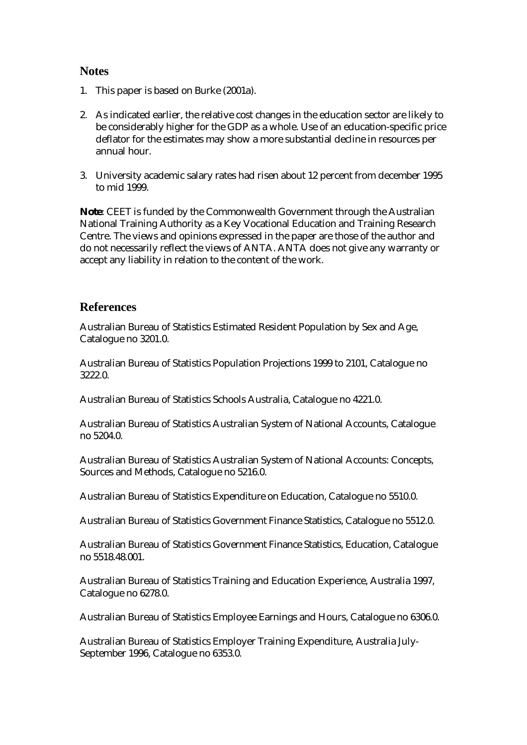## Notes

1. This paper is based on Burke (2001a).

2. As indicated earlier, the relative cost changes in the education sector are likely to be considerably higher for the GDP as a whole. Use of an education-specific price deflator for the estimates may show a more substantial decline in resources per annual hour.

3. University academic salary rates had risen about 12 percent from december 1995 to mid 1999.

**Note**: CEET is funded by the Commonwealth Government through the Australian National Training Authority as a Key Vocational Education and Training Research Centre. The views and opinions expressed in the paper are those of the author and do not necessarily reflect the views of ANTA. ANTA does not give any warranty or accept any liability in relation to the content of the work.

## References

Australian Bureau of Statistics Estimated Resident Population by Sex and Age, Catalogue no 3201.0.

Australian Bureau of Statistics Population Projections 1999 to 2101, Catalogue no 3222.0.

Australian Bureau of Statistics Schools Australia, Catalogue no 4221.0.

Australian Bureau of Statistics Australian System of National Accounts, Catalogue no 5204.0.

Australian Bureau of Statistics Australian System of National Accounts: Concepts, Sources and Methods, Catalogue no 5216.0.

Australian Bureau of Statistics Expenditure on Education, Catalogue no 5510.0.

Australian Bureau of Statistics Government Finance Statistics, Catalogue no 5512.0.

Australian Bureau of Statistics Government Finance Statistics, Education, Catalogue no 5518.48.001.

Australian Bureau of Statistics Training and Education Experience, Australia 1997, Catalogue no 6278.0.

Australian Bureau of Statistics Employee Earnings and Hours, Catalogue no 6306.0.

Australian Bureau of Statistics Employer Training Expenditure, Australia July-September 1996, Catalogue no 6353.0.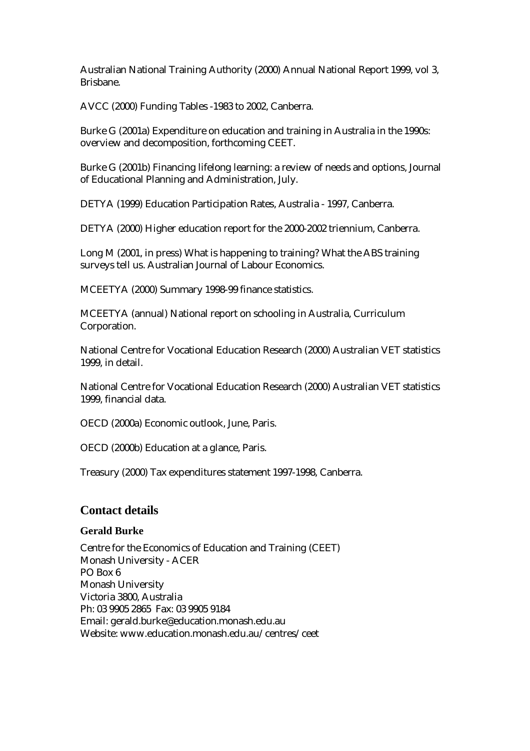Australian National Training Authority (2000) Annual National Report 1999, vol 3, Brisbane.

AVCC (2000) Funding Tables -1983 to 2002, Canberra.

Burke G (2001a) Expenditure on education and training in Australia in the 1990s: overview and decomposition, forthcoming CEET.

Burke G (2001b) Financing lifelong learning: a review of needs and options, Journal of Educational Planning and Administration, July.

DETYA (1999) Education Participation Rates, Australia - 1997, Canberra.

DETYA (2000) Higher education report for the 2000-2002 triennium, Canberra.

Long M (2001, in press) What is happening to training? What the ABS training surveys tell us. Australian Journal of Labour Economics.

MCEETYA (2000) Summary 1998-99 finance statistics.

MCEETYA (annual) National report on schooling in Australia, Curriculum Corporation.

National Centre for Vocational Education Research (2000) Australian VET statistics 1999, in detail.

National Centre for Vocational Education Research (2000) Australian VET statistics 1999, financial data.

OECD (2000a) Economic outlook, June, Paris.

OECD (2000b) Education at a glance, Paris.

Treasury (2000) Tax expenditures statement 1997-1998, Canberra.

## Contact details

### Gerald Burke

Centre for the Economics of Education and Training (CEET)
Monash University - ACER
PO Box 6
Monash University
Victoria 3800, Australia
Ph: 03 9905 2865 Fax: 03 9905 9184
Email: gerald.burke@education.monash.edu.au
Website: www.education.monash.edu.au/centres/ceet